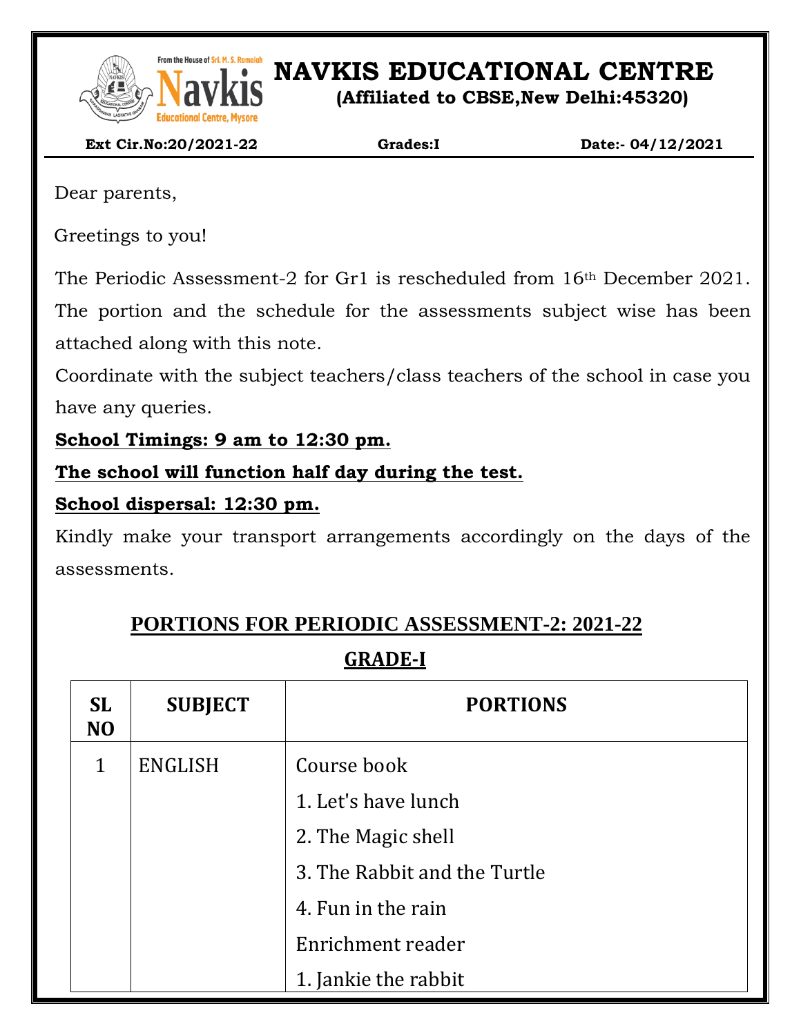# NAVKIS EDUCATIONAL CENTRE

**(Affiliated to CBSE,New Delhi:45320)**

**Ext Cir.No:20/2021-22** **Grades:I** **Date:- 04/12/2021**

Dear parents,

Greetings to you!

The Periodic Assessment-2 for Gr1 is rescheduled from 16th December 2021. The portion and the schedule for the assessments subject wise has been attached along with this note.

Coordinate with the subject teachers/class teachers of the school in case you have any queries.

**School Timings: 9 am to 12:30 pm.**

**The school will function half day during the test.**

**School dispersal: 12:30 pm.**

Kindly make your transport arrangements accordingly on the days of the assessments.

## PORTIONS FOR PERIODIC ASSESSMENT-2: 2021-22

## GRADE-I

| SL NO | SUBJECT | PORTIONS |
|---|---|---|
| 1 | ENGLISH | Course book<br>1. Let's have lunch<br>2. The Magic shell<br>3. The Rabbit and the Turtle<br>4. Fun in the rain<br>Enrichment reader<br>1. Jankie the rabbit |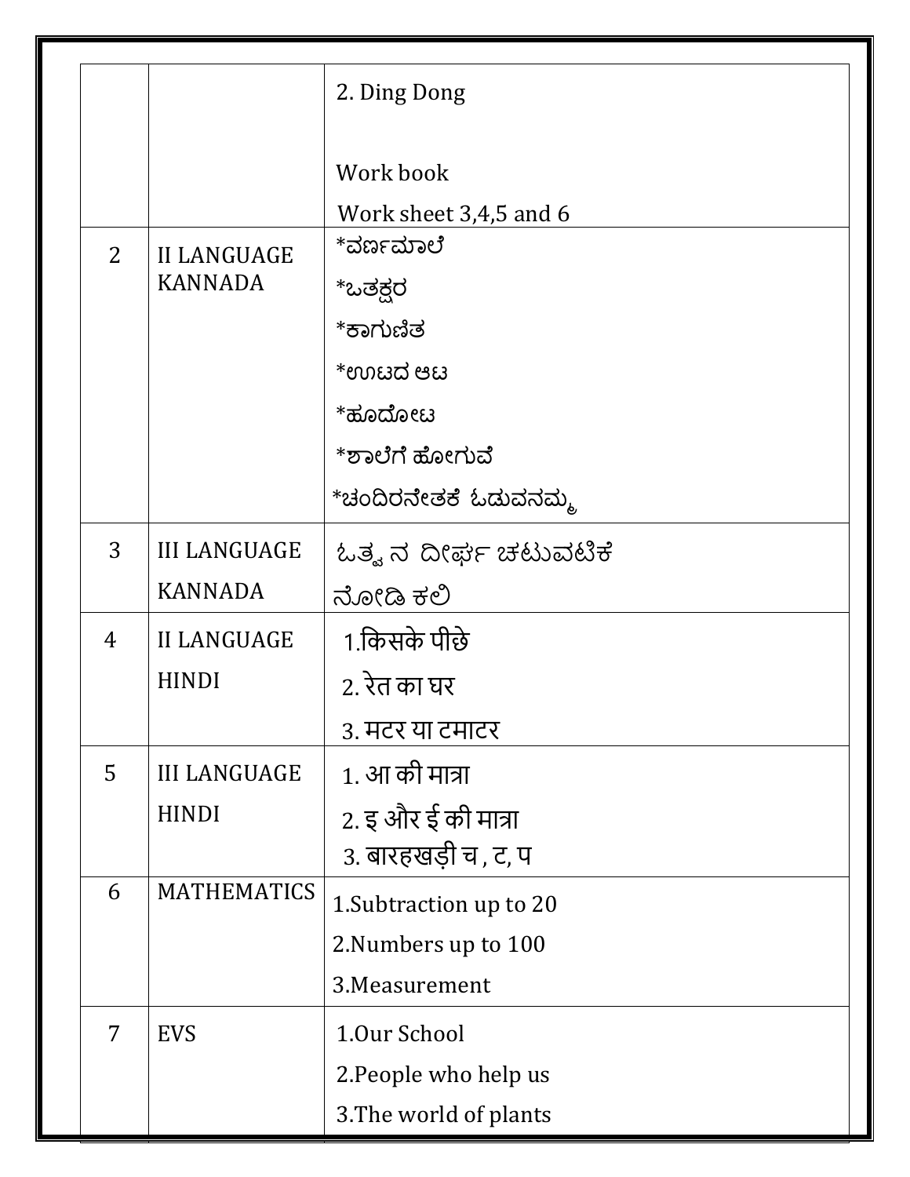|  |  |  |
|---|---|---|
|  |  | 2. Ding Dong<br><br>Work book<br>Work sheet 3,4,5 and 6 |
| 2 | II LANGUAGE KANNADA | *ವರ್ಣಮಾಲೆ<br>*ಒತಕ್ಷರ<br>*ಕಾಗುಣಿತ<br>*ಊಟದ ಆಟ<br>*ಹೂದೋಟ<br>*ಶಾಲೆಗೆ ಹೋಗುವೆ<br>*ಚಂದಿರನೇತಕೆ ಓಡುವನಮ್ಮ |
| 3 | III LANGUAGE KANNADA | ಒತ್ವ ನ ದೀರ್ಘ ಚಟುವಟಿಕೆ<br>ನೋಡಿ ಕಲಿ |
| 4 | II LANGUAGE HINDI | 1.किसके पीछे<br>2. रेत का घर<br>3. मटर या टमाटर |
| 5 | III LANGUAGE HINDI | 1. आ की मात्रा<br>2. इ और ई की मात्रा<br>3. बारहखड़ी च , ट, प |
| 6 | MATHEMATICS | 1.Subtraction up to 20<br>2.Numbers up to 100<br>3.Measurement |
| 7 | EVS | 1.Our School<br>2.People who help us<br>3.The world of plants |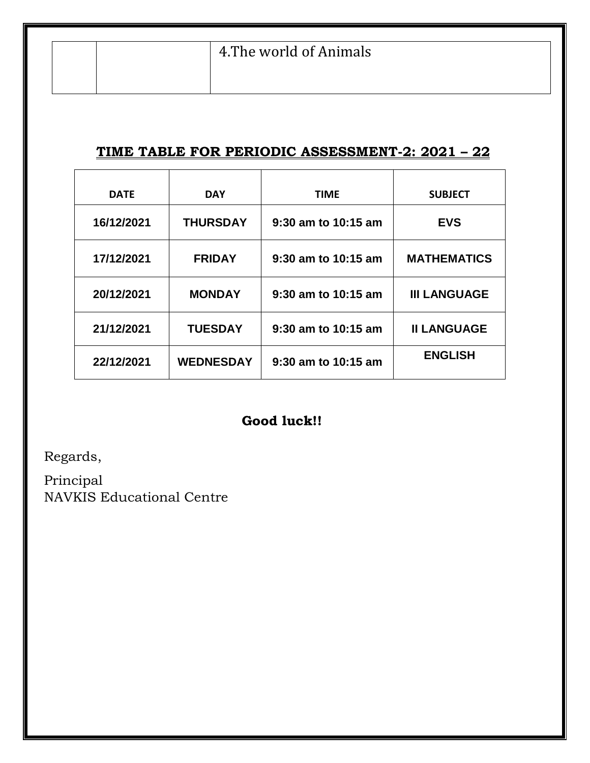| | | |
|---|---|---|
| | | 4.The world of Animals |

## TIME TABLE FOR PERIODIC ASSESSMENT-2: 2021 – 22

| DATE | DAY | TIME | SUBJECT |
|---|---|---|---|
| 16/12/2021 | THURSDAY | 9:30 am to 10:15 am | EVS |
| 17/12/2021 | FRIDAY | 9:30 am to 10:15 am | MATHEMATICS |
| 20/12/2021 | MONDAY | 9:30 am to 10:15 am | III LANGUAGE |
| 21/12/2021 | TUESDAY | 9:30 am to 10:15 am | II LANGUAGE |
| 22/12/2021 | WEDNESDAY | 9:30 am to 10:15 am | ENGLISH |

**Good luck!!**

Regards,

Principal
NAVKIS Educational Centre